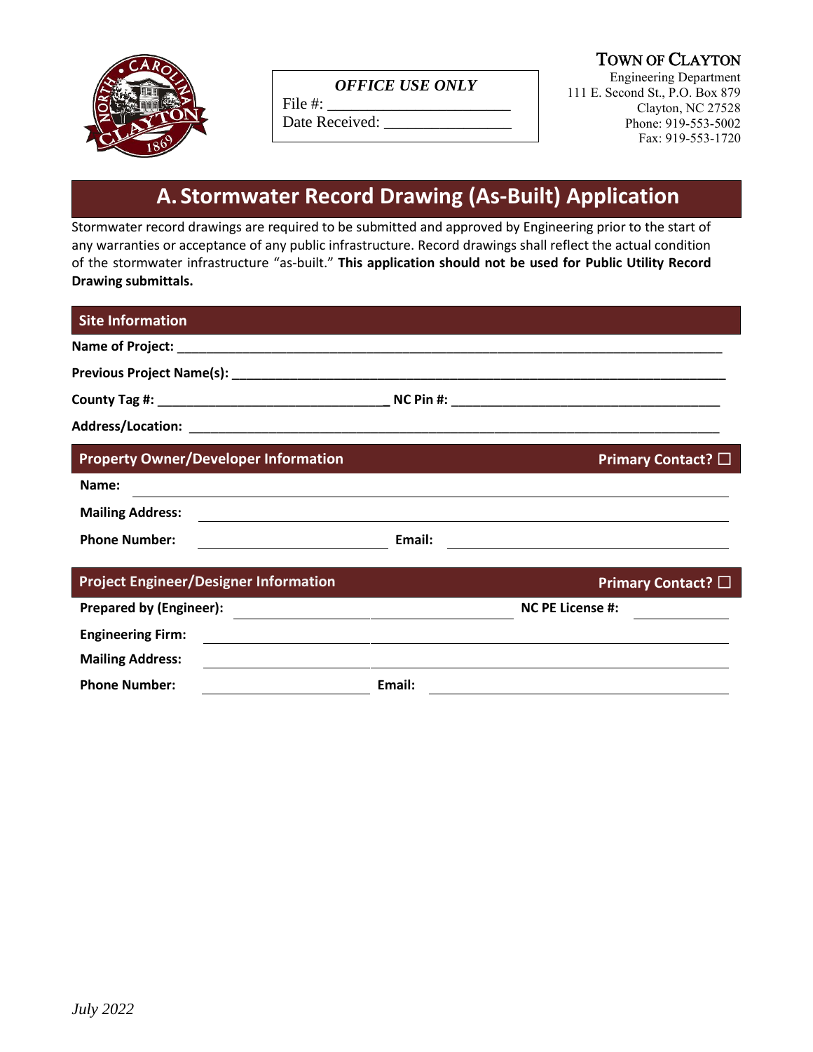**TOWN OF CLAYTON**
Engineering Department
111 E. Second St., P.O. Box 879
Clayton, NC 27528
Phone: 919-553-5002
Fax: 919-553-1720

| *OFFICE USE ONLY* |
|---|
| File #: ______________________ |
| Date Received: ________________ |

# A. Stormwater Record Drawing (As-Built) Application

Stormwater record drawings are required to be submitted and approved by Engineering prior to the start of any warranties or acceptance of any public infrastructure. Record drawings shall reflect the actual condition of the stormwater infrastructure "as-built." **This application should not be used for Public Utility Record Drawing submittals.**

## Site Information

**Name of Project:** ______________________________________________________________

**Previous Project Name(s):** ______________________________________________________

**County Tag #:** ____________________________ **NC Pin #:** ______________________________

**Address/Location:** ______________________________________________________________

## Property Owner/Developer Information — Primary Contact? ☐

**Name:** ______________________________________________________________

**Mailing Address:** ______________________________________________________

**Phone Number:** ____________________ **Email:** ______________________________

## Project Engineer/Designer Information — Primary Contact? ☐

**Prepared by (Engineer):** ____________________________ **NC PE License #:** ____________

**Engineering Firm:** ______________________________________________________

**Mailing Address:** ______________________________________________________

**Phone Number:** ____________________ **Email:** ______________________________

*July 2022*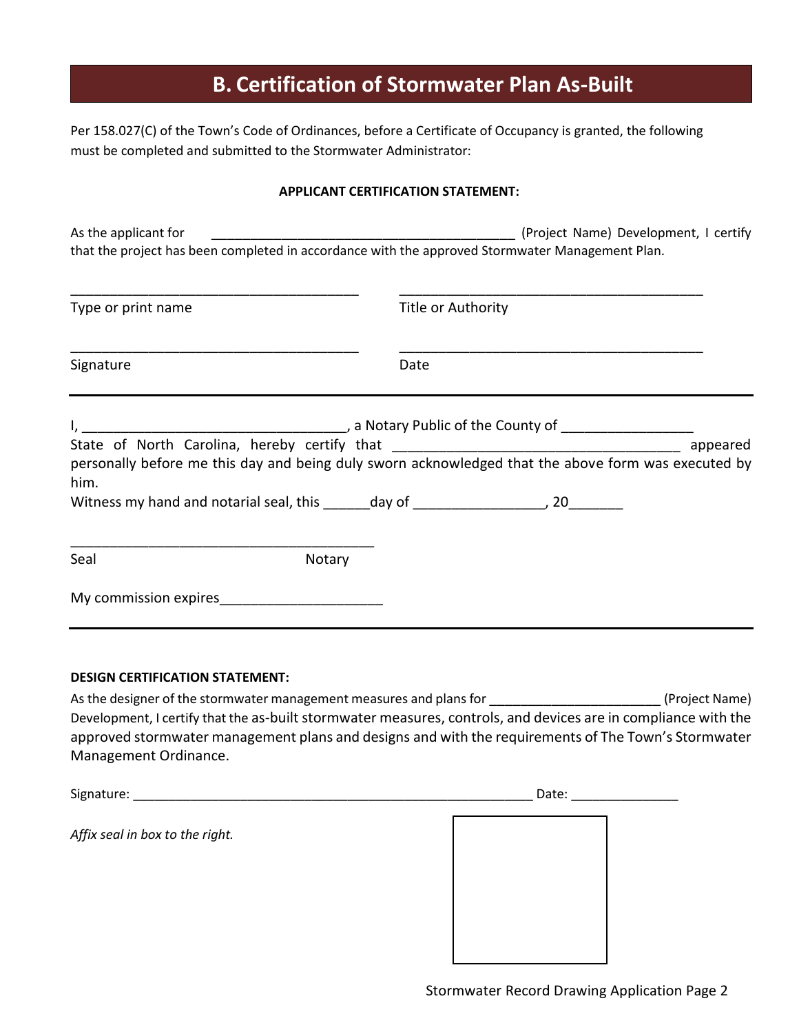# B. Certification of Stormwater Plan As-Built

Per 158.027(C) of the Town's Code of Ordinances, before a Certificate of Occupancy is granted, the following must be completed and submitted to the Stormwater Administrator:

**APPLICANT CERTIFICATION STATEMENT:**

As the applicant for __________________________________________ (Project Name) Development, I certify that the project has been completed in accordance with the approved Stormwater Management Plan.

| ______________________________________ | ______________________________________ |
|---|---|
| Type or print name | Title or Authority |
| ______________________________________ | ______________________________________ |
| Signature | Date |

---

I, __________________________________, a Notary Public of the County of _________________ State of North Carolina, hereby certify that ____________________________________ appeared personally before me this day and being duly sworn acknowledged that the above form was executed by him.

Witness my hand and notarial seal, this ______day of ________________, 20_______

______________________________________

Seal Notary

My commission expires_____________________

---

**DESIGN CERTIFICATION STATEMENT:**

As the designer of the stormwater management measures and plans for ________________________ (Project Name) Development, I certify that the as-built stormwater measures, controls, and devices are in compliance with the approved stormwater management plans and designs and with the requirements of The Town's Stormwater Management Ordinance.

Signature: ________________________________________________________ Date: _______________

*Affix seal in box to the right.*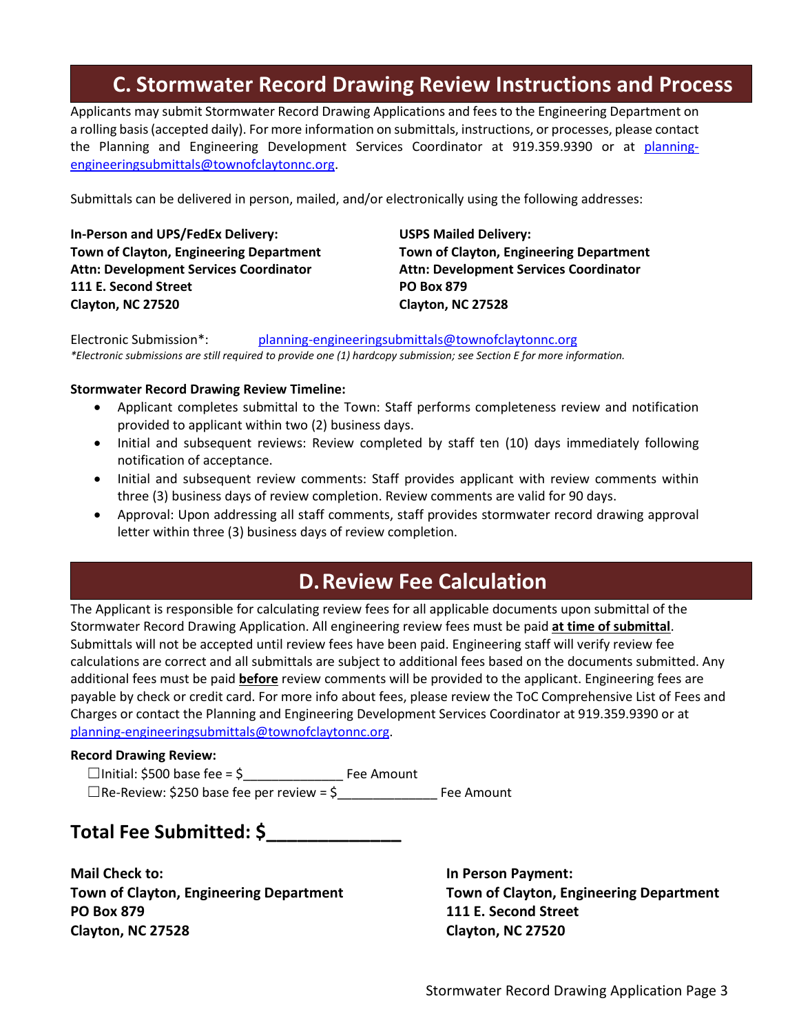## C. Stormwater Record Drawing Review Instructions and Process

Applicants may submit Stormwater Record Drawing Applications and fees to the Engineering Department on a rolling basis (accepted daily). For more information on submittals, instructions, or processes, please contact the Planning and Engineering Development Services Coordinator at 919.359.9390 or at [planning-engineeringsubmittals@townofclaytonnc.org](mailto:planning-engineeringsubmittals@townofclaytonnc.org).

Submittals can be delivered in person, mailed, and/or electronically using the following addresses:

**In-Person and UPS/FedEx Delivery:**
**Town of Clayton, Engineering Department**
**Attn: Development Services Coordinator**
**111 E. Second Street**
**Clayton, NC 27520**

**USPS Mailed Delivery:**
**Town of Clayton, Engineering Department**
**Attn: Development Services Coordinator**
**PO Box 879**
**Clayton, NC 27528**

Electronic Submission*: [planning-engineeringsubmittals@townofclaytonnc.org](mailto:planning-engineeringsubmittals@townofclaytonnc.org)

*\*Electronic submissions are still required to provide one (1) hardcopy submission; see Section E for more information.*

**Stormwater Record Drawing Review Timeline:**

- Applicant completes submittal to the Town: Staff performs completeness review and notification provided to applicant within two (2) business days.
- Initial and subsequent reviews: Review completed by staff ten (10) days immediately following notification of acceptance.
- Initial and subsequent review comments: Staff provides applicant with review comments within three (3) business days of review completion. Review comments are valid for 90 days.
- Approval: Upon addressing all staff comments, staff provides stormwater record drawing approval letter within three (3) business days of review completion.

## D. Review Fee Calculation

The Applicant is responsible for calculating review fees for all applicable documents upon submittal of the Stormwater Record Drawing Application. All engineering review fees must be paid **<u>at time of submittal</u>**. Submittals will not be accepted until review fees have been paid. Engineering staff will verify review fee calculations are correct and all submittals are subject to additional fees based on the documents submitted. Any additional fees must be paid **<u>before</u>** review comments will be provided to the applicant. Engineering fees are payable by check or credit card. For more info about fees, please review the ToC Comprehensive List of Fees and Charges or contact the Planning and Engineering Development Services Coordinator at 919.359.9390 or at [planning-engineeringsubmittals@townofclaytonnc.org](mailto:planning-engineeringsubmittals@townofclaytonnc.org).

**Record Drawing Review:**

☐Initial: $500 base fee = $______________ Fee Amount
☐Re-Review: $250 base fee per review = $______________ Fee Amount

## Total Fee Submitted: $_____________

**Mail Check to:**
**Town of Clayton, Engineering Department**
**PO Box 879**
**Clayton, NC 27528**

**In Person Payment:**
**Town of Clayton, Engineering Department**
**111 E. Second Street**
**Clayton, NC 27520**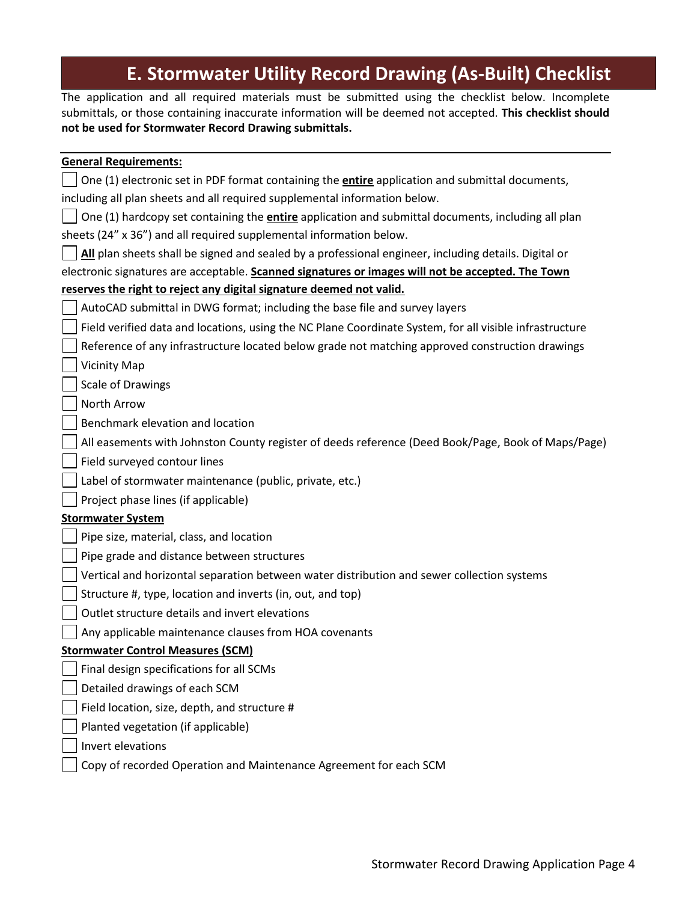# E. Stormwater Utility Record Drawing (As-Built) Checklist

The application and all required materials must be submitted using the checklist below. Incomplete submittals, or those containing inaccurate information will be deemed not accepted. **This checklist should not be used for Stormwater Record Drawing submittals.**

---

**General Requirements:**

- [ ] One (1) electronic set in PDF format containing the **entire** application and submittal documents, including all plan sheets and all required supplemental information below.
- [ ] One (1) hardcopy set containing the **entire** application and submittal documents, including all plan sheets (24" x 36") and all required supplemental information below.
- [ ] **All** plan sheets shall be signed and sealed by a professional engineer, including details. Digital or electronic signatures are acceptable. **Scanned signatures or images will not be accepted. The Town reserves the right to reject any digital signature deemed not valid.**
- [ ] AutoCAD submittal in DWG format; including the base file and survey layers
- [ ] Field verified data and locations, using the NC Plane Coordinate System, for all visible infrastructure
- [ ] Reference of any infrastructure located below grade not matching approved construction drawings
- [ ] Vicinity Map
- [ ] Scale of Drawings
- [ ] North Arrow
- [ ] Benchmark elevation and location
- [ ] All easements with Johnston County register of deeds reference (Deed Book/Page, Book of Maps/Page)
- [ ] Field surveyed contour lines
- [ ] Label of stormwater maintenance (public, private, etc.)
- [ ] Project phase lines (if applicable)

**Stormwater System**

- [ ] Pipe size, material, class, and location
- [ ] Pipe grade and distance between structures
- [ ] Vertical and horizontal separation between water distribution and sewer collection systems
- [ ] Structure #, type, location and inverts (in, out, and top)
- [ ] Outlet structure details and invert elevations
- [ ] Any applicable maintenance clauses from HOA covenants

**Stormwater Control Measures (SCM)**

- [ ] Final design specifications for all SCMs
- [ ] Detailed drawings of each SCM
- [ ] Field location, size, depth, and structure #
- [ ] Planted vegetation (if applicable)
- [ ] Invert elevations
- [ ] Copy of recorded Operation and Maintenance Agreement for each SCM